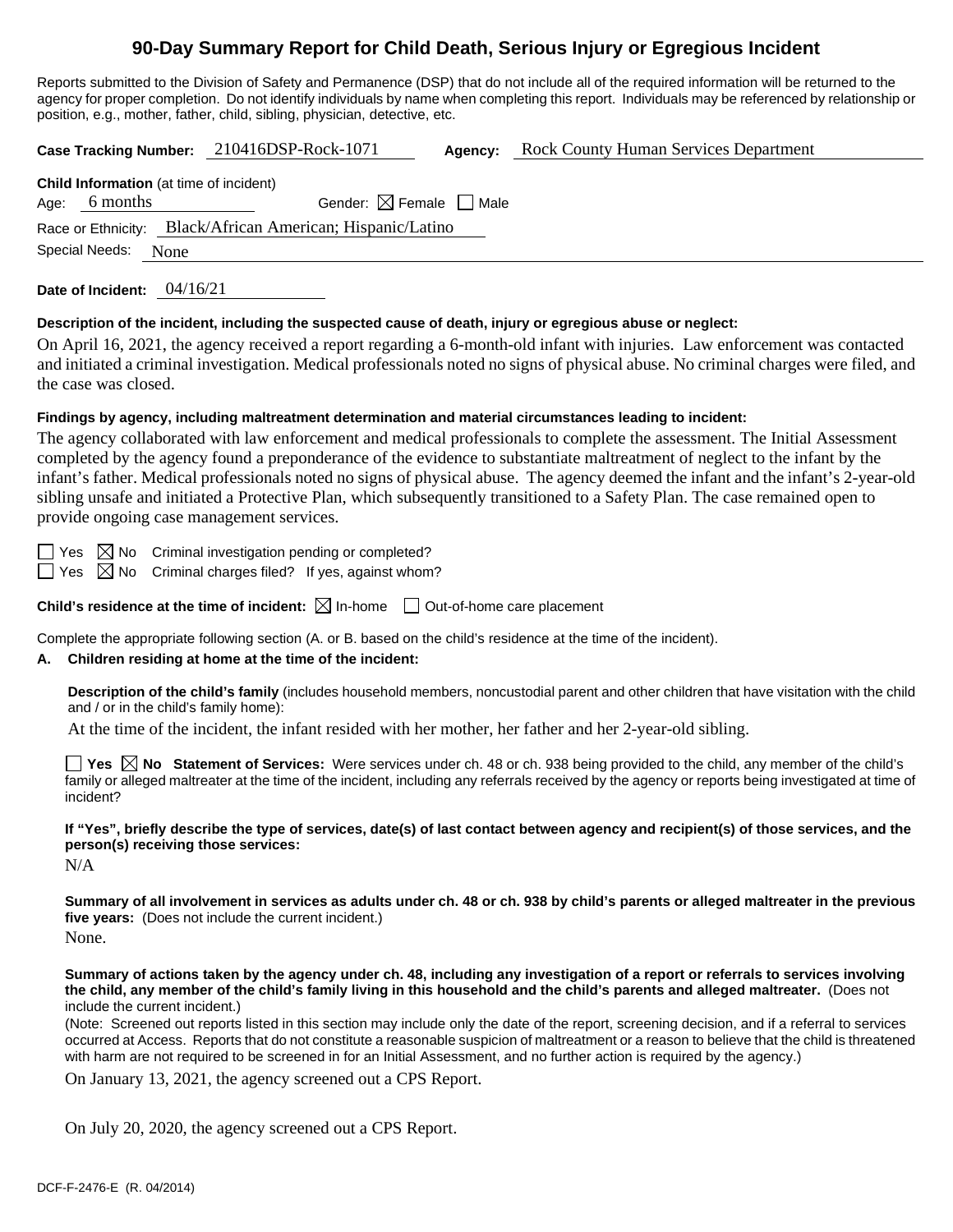# 90-Day Summary Report for Child Death, Serious Injury or Egregious Incident

Reports submitted to the Division of Safety and Permanence (DSP) that do not include all of the required information will be returned to the agency for proper completion. Do not identify individuals by name when completing this report. Individuals may be referenced by relationship or position, e.g., mother, father, child, sibling, physician, detective, etc.

**Case Tracking Number:** 210416DSP-Rock-1071 **Agency:** Rock County Human Services Department

**Child Information** (at time of incident)

Age: 6 months Gender: ☒ Female ☐ Male

Race or Ethnicity: Black/African American; Hispanic/Latino

Special Needs: None

**Date of Incident:** 04/16/21

**Description of the incident, including the suspected cause of death, injury or egregious abuse or neglect:**

On April 16, 2021, the agency received a report regarding a 6-month-old infant with injuries. Law enforcement was contacted and initiated a criminal investigation. Medical professionals noted no signs of physical abuse. No criminal charges were filed, and the case was closed.

**Findings by agency, including maltreatment determination and material circumstances leading to incident:**

The agency collaborated with law enforcement and medical professionals to complete the assessment. The Initial Assessment completed by the agency found a preponderance of the evidence to substantiate maltreatment of neglect to the infant by the infant's father. Medical professionals noted no signs of physical abuse. The agency deemed the infant and the infant's 2-year-old sibling unsafe and initiated a Protective Plan, which subsequently transitioned to a Safety Plan. The case remained open to provide ongoing case management services.

☐ Yes ☒ No Criminal investigation pending or completed?

☐ Yes ☒ No Criminal charges filed? If yes, against whom?

**Child's residence at the time of incident:** ☒ In-home ☐ Out-of-home care placement

Complete the appropriate following section (A. or B. based on the child's residence at the time of the incident).

**A. Children residing at home at the time of the incident:**

**Description of the child's family** (includes household members, noncustodial parent and other children that have visitation with the child and / or in the child's family home):

At the time of the incident, the infant resided with her mother, her father and her 2-year-old sibling.

☐ **Yes** ☒ **No Statement of Services:** Were services under ch. 48 or ch. 938 being provided to the child, any member of the child's family or alleged maltreater at the time of the incident, including any referrals received by the agency or reports being investigated at time of incident?

**If "Yes", briefly describe the type of services, date(s) of last contact between agency and recipient(s) of those services, and the person(s) receiving those services:**

N/A

**Summary of all involvement in services as adults under ch. 48 or ch. 938 by child's parents or alleged maltreater in the previous five years:** (Does not include the current incident.)

None.

**Summary of actions taken by the agency under ch. 48, including any investigation of a report or referrals to services involving the child, any member of the child's family living in this household and the child's parents and alleged maltreater.** (Does not include the current incident.)

(Note: Screened out reports listed in this section may include only the date of the report, screening decision, and if a referral to services occurred at Access. Reports that do not constitute a reasonable suspicion of maltreatment or a reason to believe that the child is threatened with harm are not required to be screened in for an Initial Assessment, and no further action is required by the agency.)

On January 13, 2021, the agency screened out a CPS Report.

On July 20, 2020, the agency screened out a CPS Report.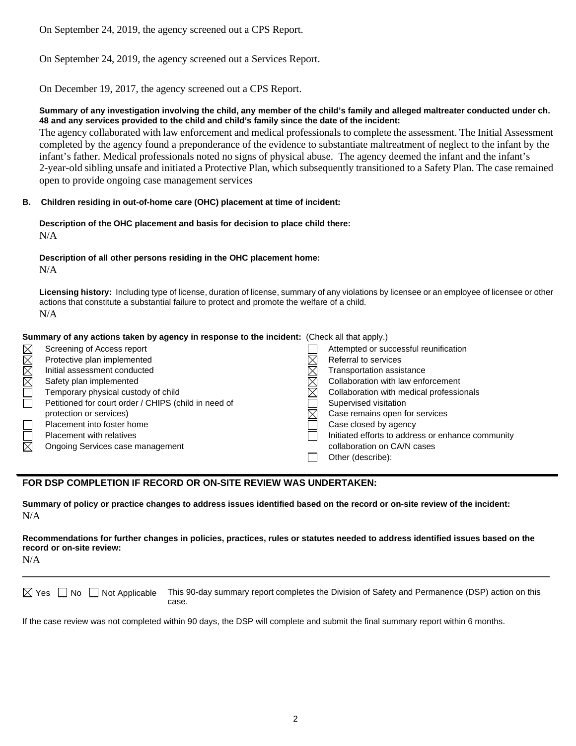On September 24, 2019, the agency screened out a CPS Report.

On September 24, 2019, the agency screened out a Services Report.

On December 19, 2017, the agency screened out a CPS Report.

**Summary of any investigation involving the child, any member of the child's family and alleged maltreater conducted under ch. 48 and any services provided to the child and child's family since the date of the incident:**

The agency collaborated with law enforcement and medical professionals to complete the assessment. The Initial Assessment completed by the agency found a preponderance of the evidence to substantiate maltreatment of neglect to the infant by the infant's father. Medical professionals noted no signs of physical abuse. The agency deemed the infant and the infant's 2-year-old sibling unsafe and initiated a Protective Plan, which subsequently transitioned to a Safety Plan. The case remained open to provide ongoing case management services

**B. Children residing in out-of-home care (OHC) placement at time of incident:**

**Description of the OHC placement and basis for decision to place child there:**
N/A

**Description of all other persons residing in the OHC placement home:**
N/A

**Licensing history:** Including type of license, duration of license, summary of any violations by licensee or an employee of licensee or other actions that constitute a substantial failure to protect and promote the welfare of a child.
N/A

**Summary of any actions taken by agency in response to the incident:** (Check all that apply.)

- ☒ Screening of Access report
- ☒ Protective plan implemented
- ☒ Initial assessment conducted
- ☒ Safety plan implemented
- ☐ Temporary physical custody of child
- ☐ Petitioned for court order / CHIPS (child in need of protection or services)
- ☐ Placement into foster home
- ☐ Placement with relatives
- ☒ Ongoing Services case management
- ☐ Attempted or successful reunification
- ☒ Referral to services
- ☒ Transportation assistance
- ☒ Collaboration with law enforcement
- ☒ Collaboration with medical professionals
- ☐ Supervised visitation
- ☒ Case remains open for services
- ☐ Case closed by agency
- ☐ Initiated efforts to address or enhance community collaboration on CA/N cases
- ☐ Other (describe):

## FOR DSP COMPLETION IF RECORD OR ON-SITE REVIEW WAS UNDERTAKEN:

**Summary of policy or practice changes to address issues identified based on the record or on-site review of the incident:**
N/A

**Recommendations for further changes in policies, practices, rules or statutes needed to address identified issues based on the record or on-site review:**
N/A

☒ Yes ☐ No ☐ Not Applicable This 90-day summary report completes the Division of Safety and Permanence (DSP) action on this case.

If the case review was not completed within 90 days, the DSP will complete and submit the final summary report within 6 months.